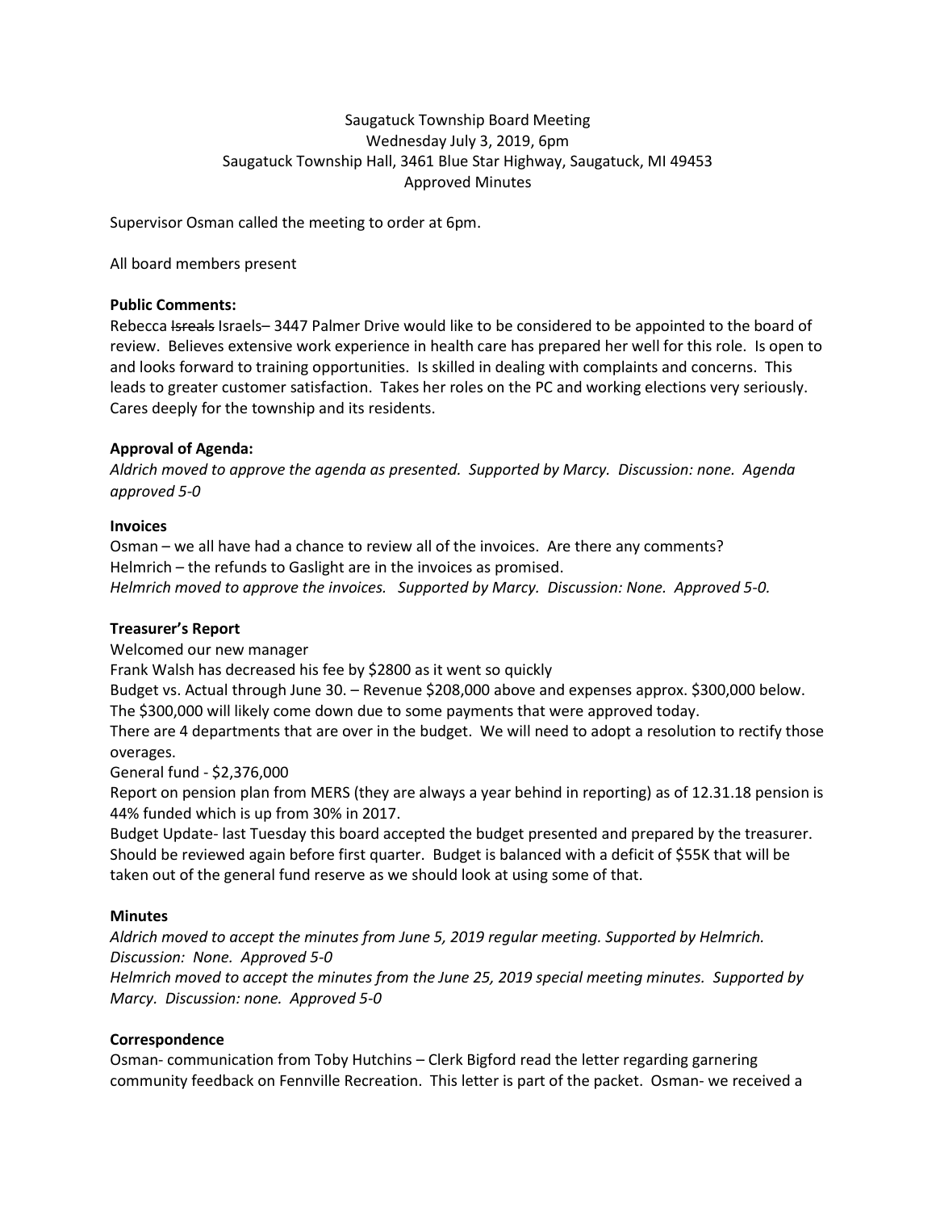Saugatuck Township Board Meeting
Wednesday July 3, 2019, 6pm
Saugatuck Township Hall, 3461 Blue Star Highway, Saugatuck, MI 49453
Approved Minutes

Supervisor Osman called the meeting to order at 6pm.

All board members present

**Public Comments:**

Rebecca ~~Isreals~~ Israels– 3447 Palmer Drive would like to be considered to be appointed to the board of review. Believes extensive work experience in health care has prepared her well for this role. Is open to and looks forward to training opportunities. Is skilled in dealing with complaints and concerns. This leads to greater customer satisfaction. Takes her roles on the PC and working elections very seriously. Cares deeply for the township and its residents.

**Approval of Agenda:**

*Aldrich moved to approve the agenda as presented. Supported by Marcy. Discussion: none. Agenda approved 5-0*

**Invoices**

Osman – we all have had a chance to review all of the invoices. Are there any comments?
Helmrich – the refunds to Gaslight are in the invoices as promised.
*Helmrich moved to approve the invoices. Supported by Marcy. Discussion: None. Approved 5-0.*

**Treasurer's Report**

Welcomed our new manager
Frank Walsh has decreased his fee by $2800 as it went so quickly
Budget vs. Actual through June 30. – Revenue $208,000 above and expenses approx. $300,000 below. The $300,000 will likely come down due to some payments that were approved today.
There are 4 departments that are over in the budget. We will need to adopt a resolution to rectify those overages.
General fund - $2,376,000
Report on pension plan from MERS (they are always a year behind in reporting) as of 12.31.18 pension is 44% funded which is up from 30% in 2017.
Budget Update- last Tuesday this board accepted the budget presented and prepared by the treasurer. Should be reviewed again before first quarter. Budget is balanced with a deficit of $55K that will be taken out of the general fund reserve as we should look at using some of that.

**Minutes**

*Aldrich moved to accept the minutes from June 5, 2019 regular meeting. Supported by Helmrich. Discussion: None. Approved 5-0*
*Helmrich moved to accept the minutes from the June 25, 2019 special meeting minutes. Supported by Marcy. Discussion: none. Approved 5-0*

**Correspondence**

Osman- communication from Toby Hutchins – Clerk Bigford read the letter regarding garnering community feedback on Fennville Recreation. This letter is part of the packet. Osman- we received a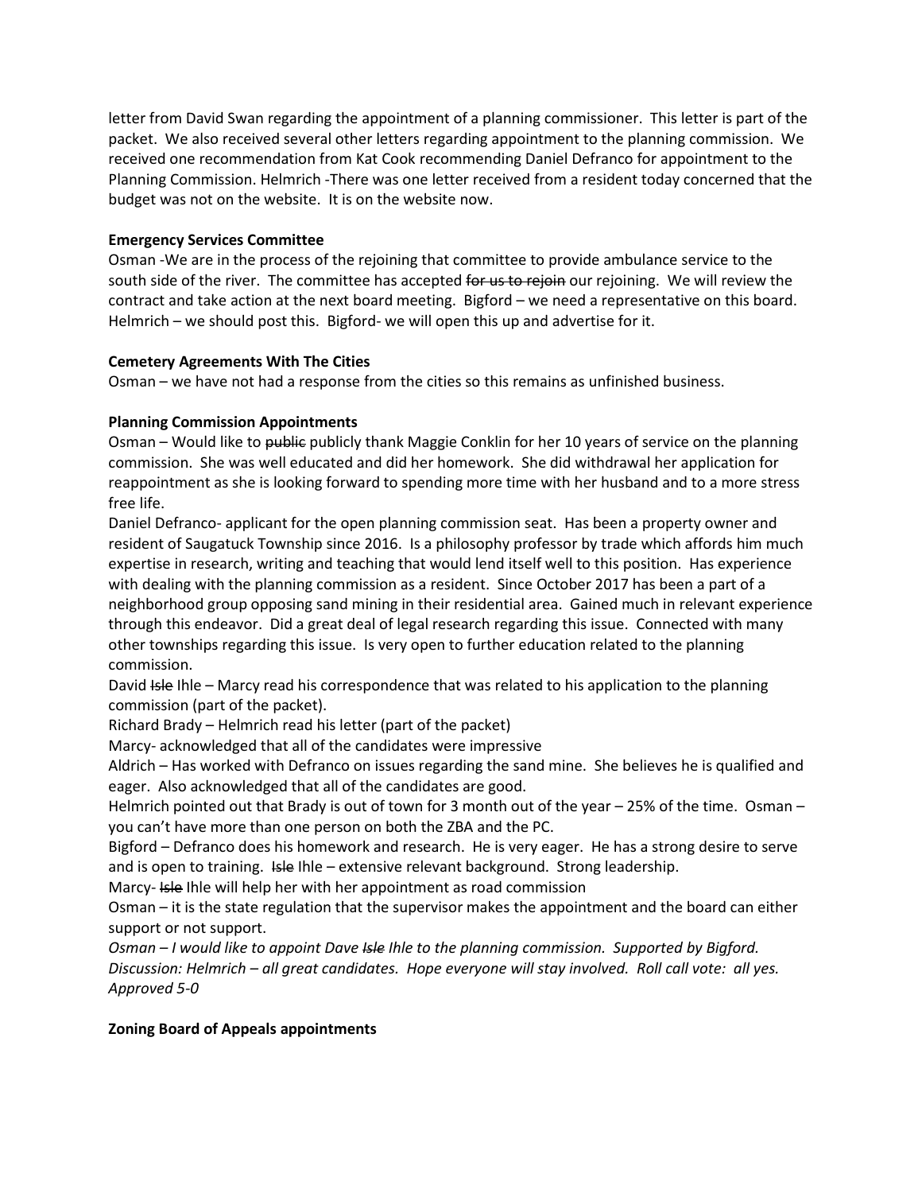letter from David Swan regarding the appointment of a planning commissioner. This letter is part of the packet. We also received several other letters regarding appointment to the planning commission. We received one recommendation from Kat Cook recommending Daniel Defranco for appointment to the Planning Commission. Helmrich -There was one letter received from a resident today concerned that the budget was not on the website. It is on the website now.

**Emergency Services Committee**

Osman -We are in the process of the rejoining that committee to provide ambulance service to the south side of the river. The committee has accepted ~~for us to rejoin~~ our rejoining. We will review the contract and take action at the next board meeting. Bigford – we need a representative on this board. Helmrich – we should post this. Bigford- we will open this up and advertise for it.

**Cemetery Agreements With The Cities**

Osman – we have not had a response from the cities so this remains as unfinished business.

**Planning Commission Appointments**

Osman – Would like to ~~public~~ publicly thank Maggie Conklin for her 10 years of service on the planning commission. She was well educated and did her homework. She did withdrawal her application for reappointment as she is looking forward to spending more time with her husband and to a more stress free life.

Daniel Defranco- applicant for the open planning commission seat. Has been a property owner and resident of Saugatuck Township since 2016. Is a philosophy professor by trade which affords him much expertise in research, writing and teaching that would lend itself well to this position. Has experience with dealing with the planning commission as a resident. Since October 2017 has been a part of a neighborhood group opposing sand mining in their residential area. Gained much in relevant experience through this endeavor. Did a great deal of legal research regarding this issue. Connected with many other townships regarding this issue. Is very open to further education related to the planning commission.

David ~~Isle~~ Ihle – Marcy read his correspondence that was related to his application to the planning commission (part of the packet).

Richard Brady – Helmrich read his letter (part of the packet)

Marcy- acknowledged that all of the candidates were impressive

Aldrich – Has worked with Defranco on issues regarding the sand mine. She believes he is qualified and eager. Also acknowledged that all of the candidates are good.

Helmrich pointed out that Brady is out of town for 3 month out of the year – 25% of the time. Osman – you can't have more than one person on both the ZBA and the PC.

Bigford – Defranco does his homework and research. He is very eager. He has a strong desire to serve and is open to training. ~~Isle~~ Ihle – extensive relevant background. Strong leadership.

Marcy- ~~Isle~~ Ihle will help her with her appointment as road commission

Osman – it is the state regulation that the supervisor makes the appointment and the board can either support or not support.

*Osman – I would like to appoint Dave ~~Isle~~ Ihle to the planning commission. Supported by Bigford. Discussion: Helmrich – all great candidates. Hope everyone will stay involved. Roll call vote: all yes. Approved 5-0*

**Zoning Board of Appeals appointments**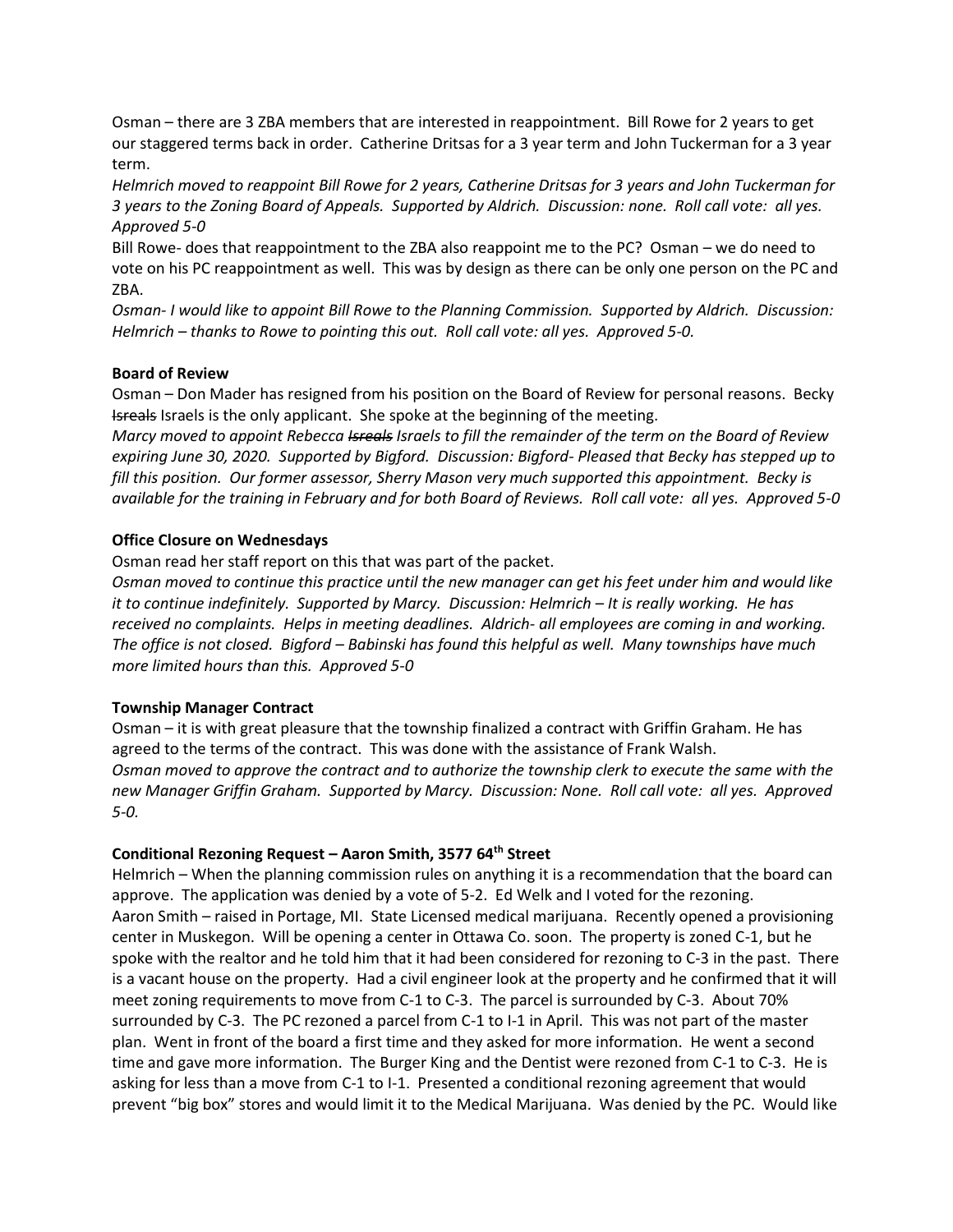Osman – there are 3 ZBA members that are interested in reappointment. Bill Rowe for 2 years to get our staggered terms back in order. Catherine Dritsas for a 3 year term and John Tuckerman for a 3 year term.

*Helmrich moved to reappoint Bill Rowe for 2 years, Catherine Dritsas for 3 years and John Tuckerman for 3 years to the Zoning Board of Appeals. Supported by Aldrich. Discussion: none. Roll call vote: all yes. Approved 5-0*

Bill Rowe- does that reappointment to the ZBA also reappoint me to the PC? Osman – we do need to vote on his PC reappointment as well. This was by design as there can be only one person on the PC and ZBA.

*Osman- I would like to appoint Bill Rowe to the Planning Commission. Supported by Aldrich. Discussion: Helmrich – thanks to Rowe to pointing this out. Roll call vote: all yes. Approved 5-0.*

**Board of Review**

Osman – Don Mader has resigned from his position on the Board of Review for personal reasons. Becky ~~Isreals~~ Israels is the only applicant. She spoke at the beginning of the meeting.

*Marcy moved to appoint Rebecca ~~Isreals~~ Israels to fill the remainder of the term on the Board of Review expiring June 30, 2020. Supported by Bigford. Discussion: Bigford- Pleased that Becky has stepped up to fill this position. Our former assessor, Sherry Mason very much supported this appointment. Becky is available for the training in February and for both Board of Reviews. Roll call vote: all yes. Approved 5-0*

**Office Closure on Wednesdays**

Osman read her staff report on this that was part of the packet.

*Osman moved to continue this practice until the new manager can get his feet under him and would like it to continue indefinitely. Supported by Marcy. Discussion: Helmrich – It is really working. He has received no complaints. Helps in meeting deadlines. Aldrich- all employees are coming in and working. The office is not closed. Bigford – Babinski has found this helpful as well. Many townships have much more limited hours than this. Approved 5-0*

**Township Manager Contract**

Osman – it is with great pleasure that the township finalized a contract with Griffin Graham. He has agreed to the terms of the contract. This was done with the assistance of Frank Walsh.

*Osman moved to approve the contract and to authorize the township clerk to execute the same with the new Manager Griffin Graham. Supported by Marcy. Discussion: None. Roll call vote: all yes. Approved 5-0.*

**Conditional Rezoning Request – Aaron Smith, 3577 64th Street**

Helmrich – When the planning commission rules on anything it is a recommendation that the board can approve. The application was denied by a vote of 5-2. Ed Welk and I voted for the rezoning.

Aaron Smith – raised in Portage, MI. State Licensed medical marijuana. Recently opened a provisioning center in Muskegon. Will be opening a center in Ottawa Co. soon. The property is zoned C-1, but he spoke with the realtor and he told him that it had been considered for rezoning to C-3 in the past. There is a vacant house on the property. Had a civil engineer look at the property and he confirmed that it will meet zoning requirements to move from C-1 to C-3. The parcel is surrounded by C-3. About 70% surrounded by C-3. The PC rezoned a parcel from C-1 to I-1 in April. This was not part of the master plan. Went in front of the board a first time and they asked for more information. He went a second time and gave more information. The Burger King and the Dentist were rezoned from C-1 to C-3. He is asking for less than a move from C-1 to I-1. Presented a conditional rezoning agreement that would prevent "big box" stores and would limit it to the Medical Marijuana. Was denied by the PC. Would like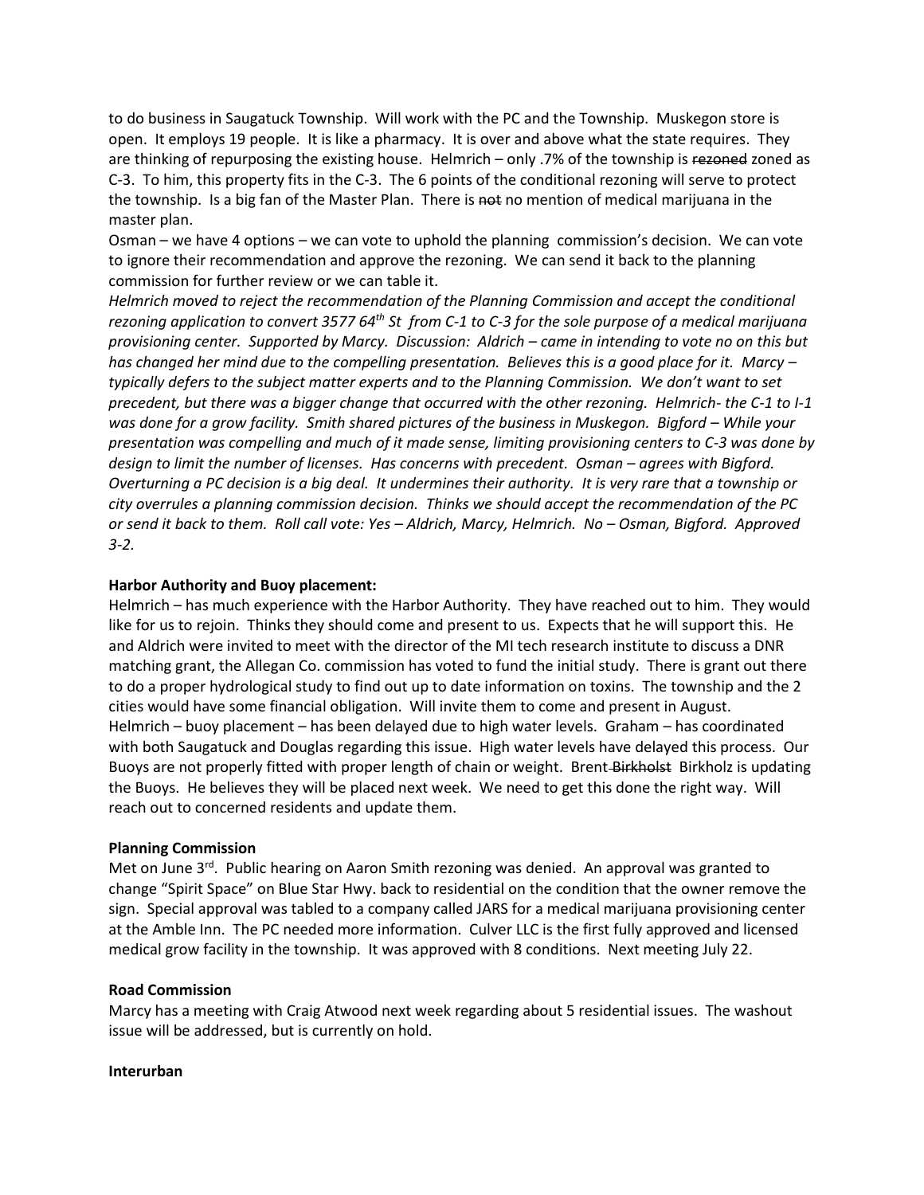to do business in Saugatuck Township. Will work with the PC and the Township. Muskegon store is open. It employs 19 people. It is like a pharmacy. It is over and above what the state requires. They are thinking of repurposing the existing house. Helmrich – only .7% of the township is ~~rezoned~~ zoned as C-3. To him, this property fits in the C-3. The 6 points of the conditional rezoning will serve to protect the township. Is a big fan of the Master Plan. There is ~~not~~ no mention of medical marijuana in the master plan.

Osman – we have 4 options – we can vote to uphold the planning commission's decision. We can vote to ignore their recommendation and approve the rezoning. We can send it back to the planning commission for further review or we can table it.

*Helmrich moved to reject the recommendation of the Planning Commission and accept the conditional rezoning application to convert 3577 64th St from C-1 to C-3 for the sole purpose of a medical marijuana provisioning center. Supported by Marcy. Discussion: Aldrich – came in intending to vote no on this but has changed her mind due to the compelling presentation. Believes this is a good place for it. Marcy – typically defers to the subject matter experts and to the Planning Commission. We don't want to set precedent, but there was a bigger change that occurred with the other rezoning. Helmrich- the C-1 to I-1 was done for a grow facility. Smith shared pictures of the business in Muskegon. Bigford – While your presentation was compelling and much of it made sense, limiting provisioning centers to C-3 was done by design to limit the number of licenses. Has concerns with precedent. Osman – agrees with Bigford. Overturning a PC decision is a big deal. It undermines their authority. It is very rare that a township or city overrules a planning commission decision. Thinks we should accept the recommendation of the PC or send it back to them. Roll call vote: Yes – Aldrich, Marcy, Helmrich. No – Osman, Bigford. Approved 3-2.*

**Harbor Authority and Buoy placement:**

Helmrich – has much experience with the Harbor Authority. They have reached out to him. They would like for us to rejoin. Thinks they should come and present to us. Expects that he will support this. He and Aldrich were invited to meet with the director of the MI tech research institute to discuss a DNR matching grant, the Allegan Co. commission has voted to fund the initial study. There is grant out there to do a proper hydrological study to find out up to date information on toxins. The township and the 2 cities would have some financial obligation. Will invite them to come and present in August.

Helmrich – buoy placement – has been delayed due to high water levels. Graham – has coordinated with both Saugatuck and Douglas regarding this issue. High water levels have delayed this process. Our Buoys are not properly fitted with proper length of chain or weight. Brent ~~Birkholst~~ Birkholz is updating the Buoys. He believes they will be placed next week. We need to get this done the right way. Will reach out to concerned residents and update them.

**Planning Commission**

Met on June 3rd. Public hearing on Aaron Smith rezoning was denied. An approval was granted to change "Spirit Space" on Blue Star Hwy. back to residential on the condition that the owner remove the sign. Special approval was tabled to a company called JARS for a medical marijuana provisioning center at the Amble Inn. The PC needed more information. Culver LLC is the first fully approved and licensed medical grow facility in the township. It was approved with 8 conditions. Next meeting July 22.

**Road Commission**

Marcy has a meeting with Craig Atwood next week regarding about 5 residential issues. The washout issue will be addressed, but is currently on hold.

**Interurban**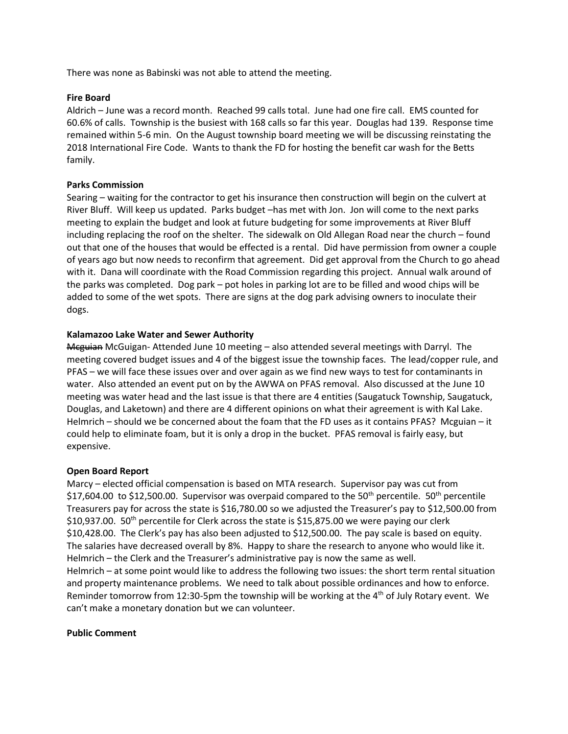There was none as Babinski was not able to attend the meeting.

**Fire Board**

Aldrich – June was a record month. Reached 99 calls total. June had one fire call. EMS counted for 60.6% of calls. Township is the busiest with 168 calls so far this year. Douglas had 139. Response time remained within 5-6 min. On the August township board meeting we will be discussing reinstating the 2018 International Fire Code. Wants to thank the FD for hosting the benefit car wash for the Betts family.

**Parks Commission**

Searing – waiting for the contractor to get his insurance then construction will begin on the culvert at River Bluff. Will keep us updated. Parks budget –has met with Jon. Jon will come to the next parks meeting to explain the budget and look at future budgeting for some improvements at River Bluff including replacing the roof on the shelter. The sidewalk on Old Allegan Road near the church – found out that one of the houses that would be effected is a rental. Did have permission from owner a couple of years ago but now needs to reconfirm that agreement. Did get approval from the Church to go ahead with it. Dana will coordinate with the Road Commission regarding this project. Annual walk around of the parks was completed. Dog park – pot holes in parking lot are to be filled and wood chips will be added to some of the wet spots. There are signs at the dog park advising owners to inoculate their dogs.

**Kalamazoo Lake Water and Sewer Authority**

~~Mcguian~~ McGuigan- Attended June 10 meeting – also attended several meetings with Darryl. The meeting covered budget issues and 4 of the biggest issue the township faces. The lead/copper rule, and PFAS – we will face these issues over and over again as we find new ways to test for contaminants in water. Also attended an event put on by the AWWA on PFAS removal. Also discussed at the June 10 meeting was water head and the last issue is that there are 4 entities (Saugatuck Township, Saugatuck, Douglas, and Laketown) and there are 4 different opinions on what their agreement is with Kal Lake. Helmrich – should we be concerned about the foam that the FD uses as it contains PFAS? Mcguian – it could help to eliminate foam, but it is only a drop in the bucket. PFAS removal is fairly easy, but expensive.

**Open Board Report**

Marcy – elected official compensation is based on MTA research. Supervisor pay was cut from \$17,604.00 to \$12,500.00. Supervisor was overpaid compared to the 50th percentile. 50th percentile Treasurers pay for across the state is \$16,780.00 so we adjusted the Treasurer's pay to \$12,500.00 from \$10,937.00. 50th percentile for Clerk across the state is \$15,875.00 we were paying our clerk \$10,428.00. The Clerk's pay has also been adjusted to \$12,500.00. The pay scale is based on equity. The salaries have decreased overall by 8%. Happy to share the research to anyone who would like it. Helmrich – the Clerk and the Treasurer's administrative pay is now the same as well.
Helmrich – at some point would like to address the following two issues: the short term rental situation and property maintenance problems. We need to talk about possible ordinances and how to enforce. Reminder tomorrow from 12:30-5pm the township will be working at the 4th of July Rotary event. We can't make a monetary donation but we can volunteer.

**Public Comment**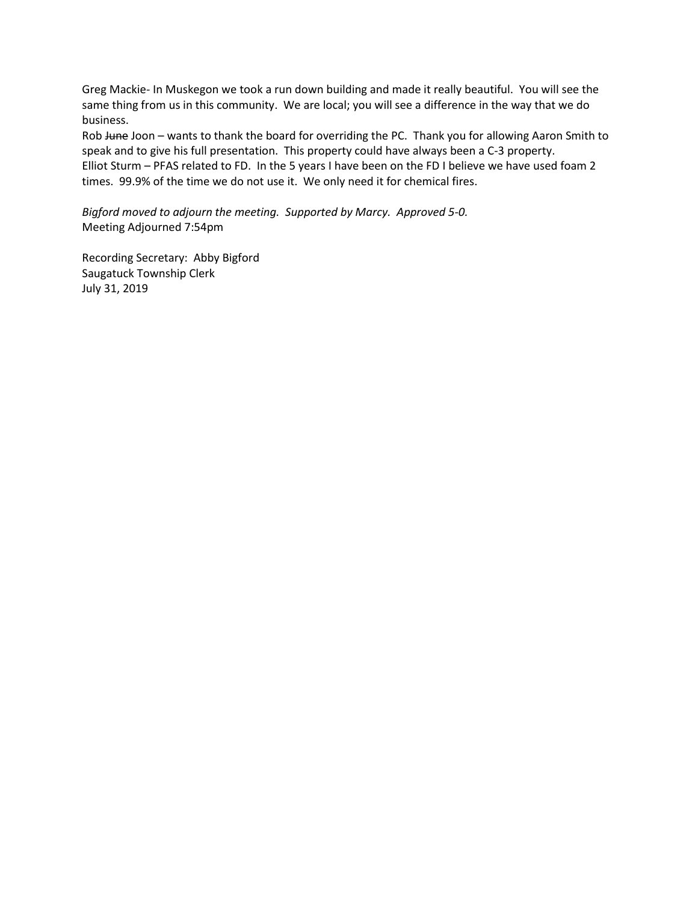Greg Mackie- In Muskegon we took a run down building and made it really beautiful. You will see the same thing from us in this community. We are local; you will see a difference in the way that we do business.

Rob ~~June~~ Joon – wants to thank the board for overriding the PC. Thank you for allowing Aaron Smith to speak and to give his full presentation. This property could have always been a C-3 property.

Elliot Sturm – PFAS related to FD. In the 5 years I have been on the FD I believe we have used foam 2 times. 99.9% of the time we do not use it. We only need it for chemical fires.

*Bigford moved to adjourn the meeting. Supported by Marcy. Approved 5-0.*

Meeting Adjourned 7:54pm

Recording Secretary: Abby Bigford
Saugatuck Township Clerk
July 31, 2019